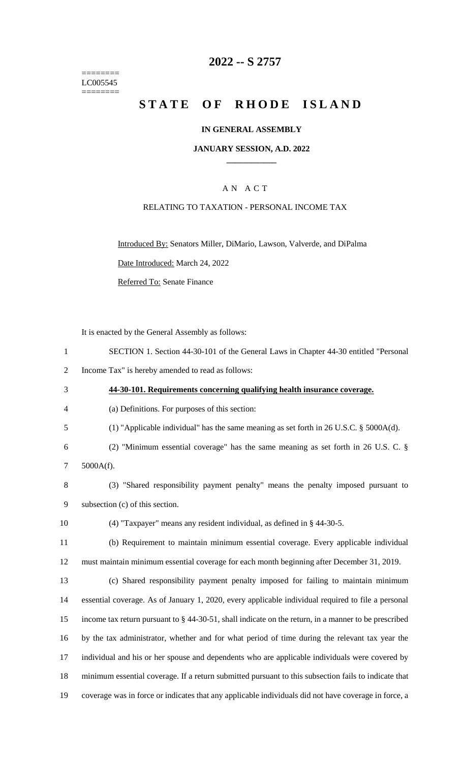========
LC005545
========

# 2022 -- S 2757

# STATE OF RHODE ISLAND

**IN GENERAL ASSEMBLY**

**JANUARY SESSION, A.D. 2022**

---

A N A C T

RELATING TO TAXATION - PERSONAL INCOME TAX

Introduced By: Senators Miller, DiMario, Lawson, Valverde, and DiPalma

Date Introduced: March 24, 2022

Referred To: Senate Finance

It is enacted by the General Assembly as follows:

SECTION 1. Section 44-30-101 of the General Laws in Chapter 44-30 entitled "Personal Income Tax" is hereby amended to read as follows:

**44-30-101. Requirements concerning qualifying health insurance coverage.**

(a) Definitions. For purposes of this section:

(1) "Applicable individual" has the same meaning as set forth in 26 U.S.C. § 5000A(d).

(2) "Minimum essential coverage" has the same meaning as set forth in 26 U.S. C. § 5000A(f).

(3) "Shared responsibility payment penalty" means the penalty imposed pursuant to subsection (c) of this section.

(4) "Taxpayer" means any resident individual, as defined in § 44-30-5.

(b) Requirement to maintain minimum essential coverage. Every applicable individual must maintain minimum essential coverage for each month beginning after December 31, 2019.

(c) Shared responsibility payment penalty imposed for failing to maintain minimum essential coverage. As of January 1, 2020, every applicable individual required to file a personal income tax return pursuant to § 44-30-51, shall indicate on the return, in a manner to be prescribed by the tax administrator, whether and for what period of time during the relevant tax year the individual and his or her spouse and dependents who are applicable individuals were covered by minimum essential coverage. If a return submitted pursuant to this subsection fails to indicate that coverage was in force or indicates that any applicable individuals did not have coverage in force, a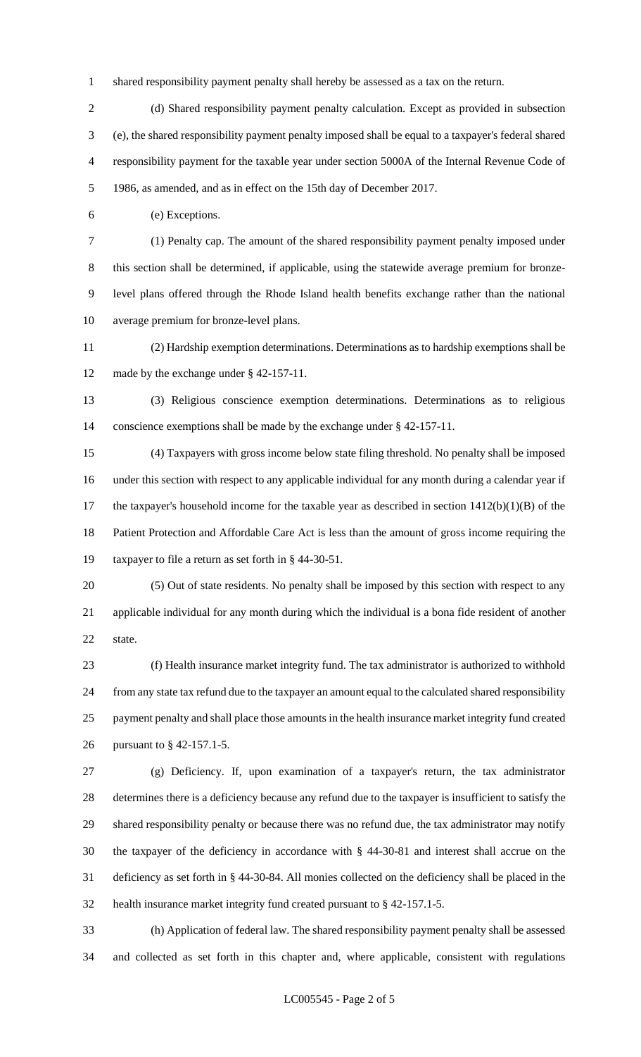shared responsibility payment penalty shall hereby be assessed as a tax on the return.

(d) Shared responsibility payment penalty calculation. Except as provided in subsection (e), the shared responsibility payment penalty imposed shall be equal to a taxpayer's federal shared responsibility payment for the taxable year under section 5000A of the Internal Revenue Code of 1986, as amended, and as in effect on the 15th day of December 2017.

(e) Exceptions.

(1) Penalty cap. The amount of the shared responsibility payment penalty imposed under this section shall be determined, if applicable, using the statewide average premium for bronze-level plans offered through the Rhode Island health benefits exchange rather than the national average premium for bronze-level plans.

(2) Hardship exemption determinations. Determinations as to hardship exemptions shall be made by the exchange under § 42-157-11.

(3) Religious conscience exemption determinations. Determinations as to religious conscience exemptions shall be made by the exchange under § 42-157-11.

(4) Taxpayers with gross income below state filing threshold. No penalty shall be imposed under this section with respect to any applicable individual for any month during a calendar year if the taxpayer's household income for the taxable year as described in section 1412(b)(1)(B) of the Patient Protection and Affordable Care Act is less than the amount of gross income requiring the taxpayer to file a return as set forth in § 44-30-51.

(5) Out of state residents. No penalty shall be imposed by this section with respect to any applicable individual for any month during which the individual is a bona fide resident of another state.

(f) Health insurance market integrity fund. The tax administrator is authorized to withhold from any state tax refund due to the taxpayer an amount equal to the calculated shared responsibility payment penalty and shall place those amounts in the health insurance market integrity fund created pursuant to § 42-157.1-5.

(g) Deficiency. If, upon examination of a taxpayer's return, the tax administrator determines there is a deficiency because any refund due to the taxpayer is insufficient to satisfy the shared responsibility penalty or because there was no refund due, the tax administrator may notify the taxpayer of the deficiency in accordance with § 44-30-81 and interest shall accrue on the deficiency as set forth in § 44-30-84. All monies collected on the deficiency shall be placed in the health insurance market integrity fund created pursuant to § 42-157.1-5.

(h) Application of federal law. The shared responsibility payment penalty shall be assessed and collected as set forth in this chapter and, where applicable, consistent with regulations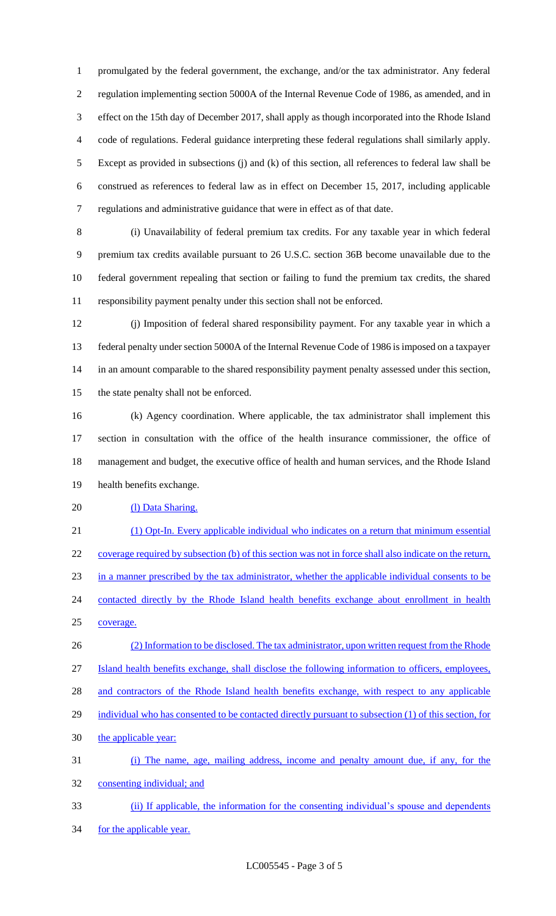promulgated by the federal government, the exchange, and/or the tax administrator. Any federal regulation implementing section 5000A of the Internal Revenue Code of 1986, as amended, and in effect on the 15th day of December 2017, shall apply as though incorporated into the Rhode Island code of regulations. Federal guidance interpreting these federal regulations shall similarly apply. Except as provided in subsections (j) and (k) of this section, all references to federal law shall be construed as references to federal law as in effect on December 15, 2017, including applicable regulations and administrative guidance that were in effect as of that date.

(i) Unavailability of federal premium tax credits. For any taxable year in which federal premium tax credits available pursuant to 26 U.S.C. section 36B become unavailable due to the federal government repealing that section or failing to fund the premium tax credits, the shared responsibility payment penalty under this section shall not be enforced.

(j) Imposition of federal shared responsibility payment. For any taxable year in which a federal penalty under section 5000A of the Internal Revenue Code of 1986 is imposed on a taxpayer in an amount comparable to the shared responsibility payment penalty assessed under this section, the state penalty shall not be enforced.

(k) Agency coordination. Where applicable, the tax administrator shall implement this section in consultation with the office of the health insurance commissioner, the office of management and budget, the executive office of health and human services, and the Rhode Island health benefits exchange.

(l) Data Sharing.

(1) Opt-In. Every applicable individual who indicates on a return that minimum essential coverage required by subsection (b) of this section was not in force shall also indicate on the return, in a manner prescribed by the tax administrator, whether the applicable individual consents to be contacted directly by the Rhode Island health benefits exchange about enrollment in health coverage.

(2) Information to be disclosed. The tax administrator, upon written request from the Rhode Island health benefits exchange, shall disclose the following information to officers, employees, and contractors of the Rhode Island health benefits exchange, with respect to any applicable individual who has consented to be contacted directly pursuant to subsection (1) of this section, for the applicable year:

(i) The name, age, mailing address, income and penalty amount due, if any, for the consenting individual; and

(ii) If applicable, the information for the consenting individual's spouse and dependents for the applicable year.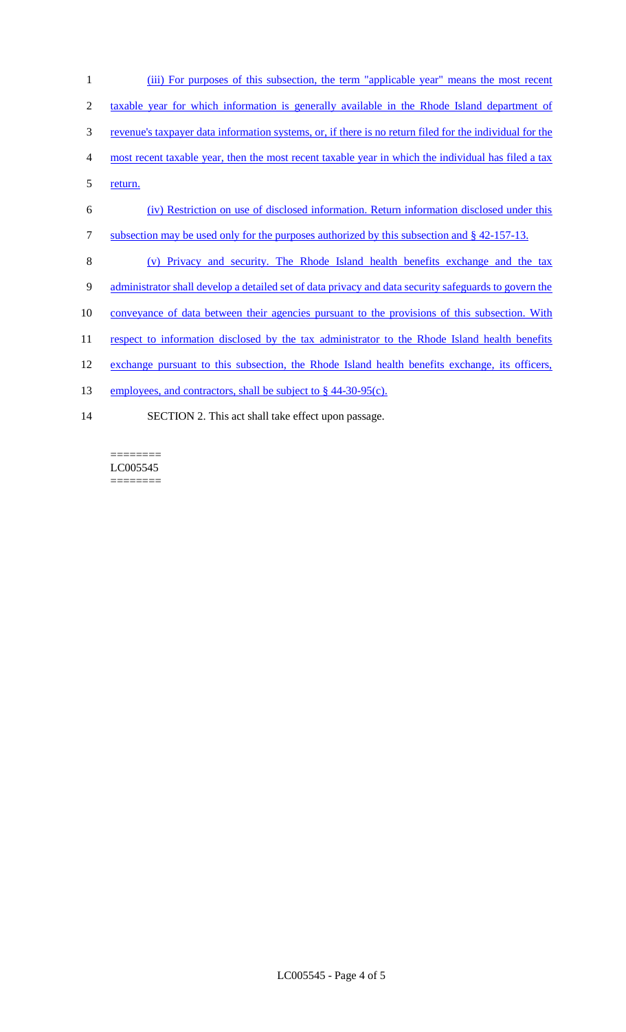(iii) For purposes of this subsection, the term "applicable year" means the most recent taxable year for which information is generally available in the Rhode Island department of revenue's taxpayer data information systems, or, if there is no return filed for the individual for the most recent taxable year, then the most recent taxable year in which the individual has filed a tax return.

(iv) Restriction on use of disclosed information. Return information disclosed under this subsection may be used only for the purposes authorized by this subsection and § 42-157-13.

(v) Privacy and security. The Rhode Island health benefits exchange and the tax administrator shall develop a detailed set of data privacy and data security safeguards to govern the conveyance of data between their agencies pursuant to the provisions of this subsection. With respect to information disclosed by the tax administrator to the Rhode Island health benefits exchange pursuant to this subsection, the Rhode Island health benefits exchange, its officers, employees, and contractors, shall be subject to § 44-30-95(c).

SECTION 2. This act shall take effect upon passage.

========
LC005545
========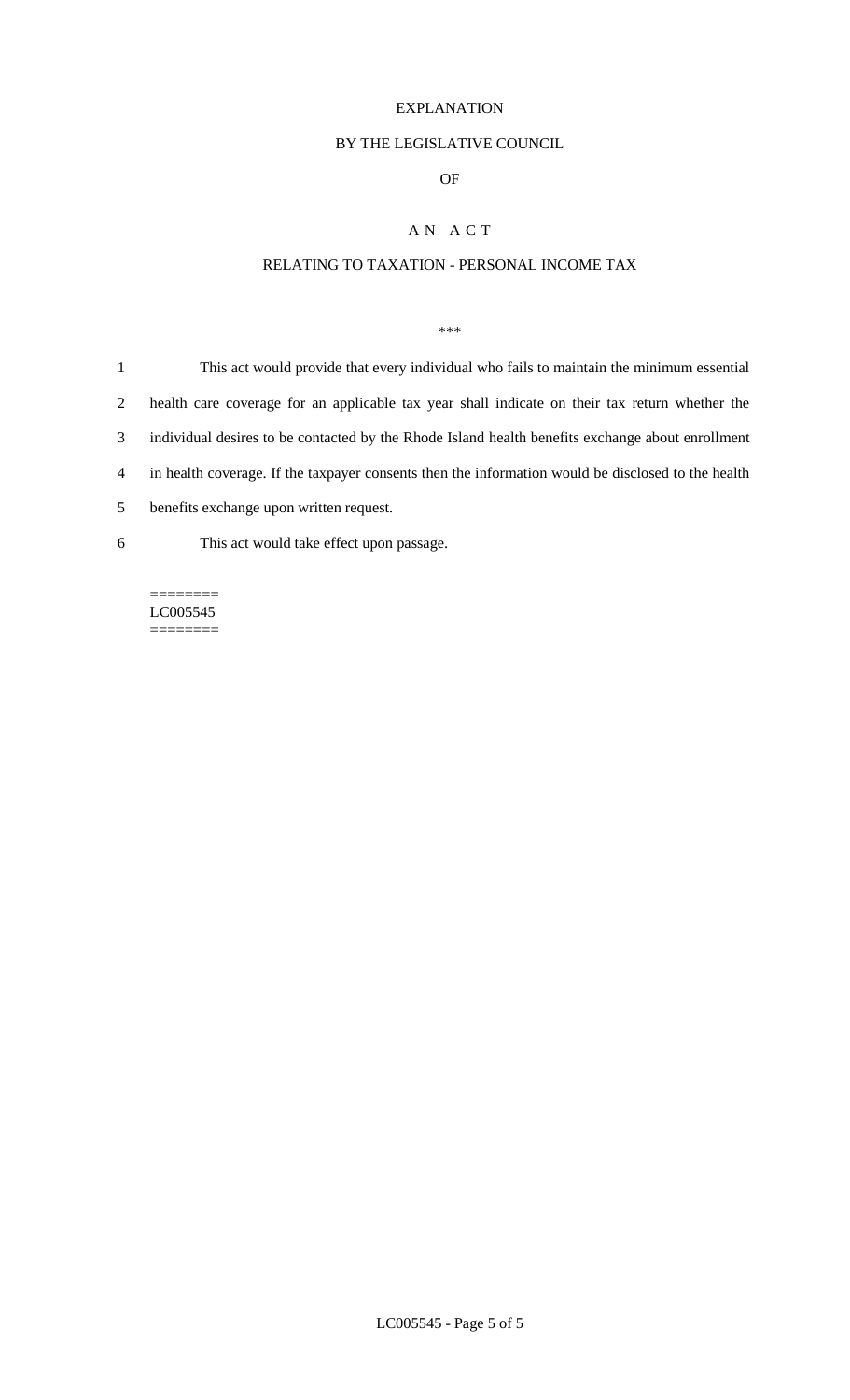EXPLANATION

BY THE LEGISLATIVE COUNCIL

OF

A N A C T

RELATING TO TAXATION - PERSONAL INCOME TAX

\*\*\*

1 This act would provide that every individual who fails to maintain the minimum essential
2 health care coverage for an applicable tax year shall indicate on their tax return whether the
3 individual desires to be contacted by the Rhode Island health benefits exchange about enrollment
4 in health coverage. If the taxpayer consents then the information would be disclosed to the health
5 benefits exchange upon written request.

6 This act would take effect upon passage.

========
LC005545
========